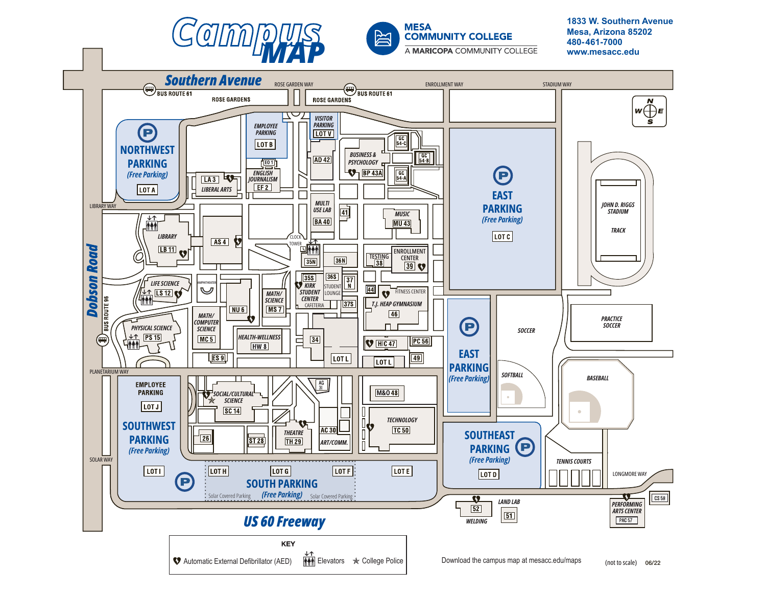# Campus MAP

**MESA COMMUNITY COLLEGE**
A MARICOPA COMMUNITY COLLEGE

1833 W. Southern Avenue
Mesa, Arizona 85202
480-461-7000
www.mesacc.edu

Southern Avenue

ROSE GARDEN WAY · ENROLLMENT WAY · STADIUM WAY

BUS ROUTE 61 · ROSE GARDENS · ROSE GARDENS · BUS ROUTE 61

**NORTHWEST PARKING** (Free Parking) LOT A

EMPLOYEE PARKING LOT B

VISITOR PARKING LOT V

EO 1 · ENGLISH JOURNALISM EF 2 · AD 42 · BUSINESS & PSYCHOLOGY BP 43A · GC 54-C · GC 54-B · GC 54-A

LA 3 LIBERAL ARTS

**EAST PARKING** (Free Parking) LOT C

JOHN D. RIGGS STADIUM · TRACK

LIBRARY WAY

LIBRARY LB 11 · AS 4 · MULTI USE LAB BA 40 · 41 · MUSIC MU 43 · CLOCK TOWER

35N · 36N · TESTING 38 · ENROLLMENT CENTER 39

35S · 36S · 37 N · KIRK STUDENT CENTER · STUDENT LOUNGE · CAFETERIA · 37S

LIFE SCIENCE LS 12 · AMPHITHEATER · NU 6 · MATH/SCIENCE MS 7 · 44 · FITNESS CENTER · T.J. HEAP GYMNASIUM 46

PHYSICAL SCIENCE PS 15 · MATH/COMPUTER SCIENCE MC 5 · HEALTH-WELLNESS HW 8 · 34 · LOT L · H|C 47 · PC 56 · 49 · LOT L

ES 9

**EAST PARKING** (Free Parking)

SOCCER · PRACTICE SOCCER · SOFTBALL · BASEBALL

Dobson Road · BUS ROUTE 96

PLANETARIUM WAY

EMPLOYEE PARKING LOT J

**SOUTHWEST PARKING** (Free Parking) LOT I

SOCIAL/CULTURAL SCIENCE SC 14 · AG 31 · M&O 48 · TECHNOLOGY TC 50

26 · ST 28 · THEATRE TH 29 · AC 30 ART/COMM.

**SOUTHEAST PARKING** (Free Parking) LOT D

TENNIS COURTS · LONGMORE WAY

SOLAR WAY

LOT H · LOT G · LOT F · LOT E

**SOUTH PARKING** (Free Parking)

Solar Covered Parking · Solar Covered Parking

52 WELDING · LAND LAB 51 · PERFORMING ARTS CENTER PAC 57 · CS 58

US 60 Freeway

**KEY**

- Automatic External Defibrillator (AED)
- Elevators
- College Police

Download the campus map at mesacc.edu/maps

(not to scale) 06/22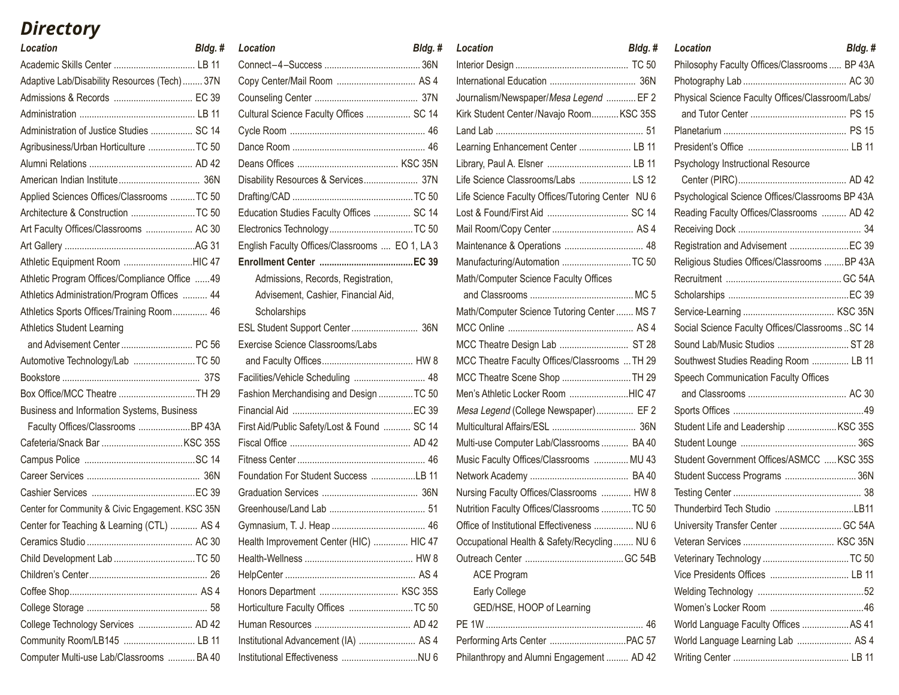# Directory

| Location | Bldg. # |
|---|---|
| Academic Skills Center | LB 11 |
| Adaptive Lab/Disability Resources (Tech) | 37N |
| Admissions & Records | EC 39 |
| Administration | LB 11 |
| Administration of Justice Studies | SC 14 |
| Agribusiness/Urban Horticulture | TC 50 |
| Alumni Relations | AD 42 |
| American Indian Institute | 36N |
| Applied Sciences Offices/Classrooms | TC 50 |
| Architecture & Construction | TC 50 |
| Art Faculty Offices/Classrooms | AC 30 |
| Art Gallery | AG 31 |
| Athletic Equipment Room | HIC 47 |
| Athletic Program Offices/Compliance Office | 49 |
| Athletics Administration/Program Offices | 44 |
| Athletics Sports Offices/Training Room | 46 |
| Athletics Student Learning and Advisement Center | PC 56 |
| Automotive Technology/Lab | TC 50 |
| Bookstore | 37S |
| Box Office/MCC Theatre | TH 29 |
| Business and Information Systems, Business Faculty Offices/Classrooms | BP 43A |
| Cafeteria/Snack Bar | KSC 35S |
| Campus Police | SC 14 |
| Career Services | 36N |
| Cashier Services | EC 39 |
| Center for Community & Civic Engagement | KSC 35N |
| Center for Teaching & Learning (CTL) | AS 4 |
| Ceramics Studio | AC 30 |
| Child Development Lab | TC 50 |
| Children's Center | 26 |
| Coffee Shop | AS 4 |
| College Storage | 58 |
| College Technology Services | AD 42 |
| Community Room/LB145 | LB 11 |
| Computer Multi-use Lab/Classrooms | BA 40 |
| Connect–4–Success | 36N |
| Copy Center/Mail Room | AS 4 |
| Counseling Center | 37N |
| Cultural Science Faculty Offices | SC 14 |
| Cycle Room | 46 |
| Dance Room | 46 |
| Deans Offices | KSC 35N |
| Disability Resources & Services | 37N |
| Drafting/CAD | TC 50 |
| Education Studies Faculty Offices | SC 14 |
| Electronics Technology | TC 50 |
| English Faculty Offices/Classrooms | EO 1, LA 3 |
| **Enrollment Center** | **EC 39** |
| Admissions, Records, Registration, Advisement, Cashier, Financial Aid, Scholarships | |
| ESL Student Support Center | 36N |
| Exercise Science Classrooms/Labs and Faculty Offices | HW 8 |
| Facilities/Vehicle Scheduling | 48 |
| Fashion Merchandising and Design | TC 50 |
| Financial Aid | EC 39 |
| First Aid/Public Safety/Lost & Found | SC 14 |
| Fiscal Office | AD 42 |
| Fitness Center | 46 |
| Foundation For Student Success | LB 11 |
| Graduation Services | 36N |
| Greenhouse/Land Lab | 51 |
| Gymnasium, T. J. Heap | 46 |
| Health Improvement Center (HIC) | HIC 47 |
| Health-Wellness | HW 8 |
| HelpCenter | AS 4 |
| Honors Department | KSC 35S |
| Horticulture Faculty Offices | TC 50 |
| Human Resources | AD 42 |
| Institutional Advancement (IA) | AS 4 |
| Institutional Effectiveness | NU 6 |
| Interior Design | TC 50 |
| International Education | 36N |
| Journalism/Newspaper/*Mesa Legend* | EF 2 |
| Kirk Student Center/Navajo Room | KSC 35S |
| Land Lab | 51 |
| Learning Enhancement Center | LB 11 |
| Library, Paul A. Elsner | LB 11 |
| Life Science Classrooms/Labs | LS 12 |
| Life Science Faculty Offices/Tutoring Center | NU 6 |
| Lost & Found/First Aid | SC 14 |
| Mail Room/Copy Center | AS 4 |
| Maintenance & Operations | 48 |
| Manufacturing/Automation | TC 50 |
| Math/Computer Science Faculty Offices and Classrooms | MC 5 |
| Math/Computer Science Tutoring Center | MS 7 |
| MCC Online | AS 4 |
| MCC Theatre Design Lab | ST 28 |
| MCC Theatre Faculty Offices/Classrooms | TH 29 |
| MCC Theatre Scene Shop | TH 29 |
| Men's Athletic Locker Room | HIC 47 |
| *Mesa Legend* (College Newspaper) | EF 2 |
| Multicultural Affairs/ESL | 36N |
| Multi-use Computer Lab/Classrooms | BA 40 |
| Music Faculty Offices/Classrooms | MU 43 |
| Network Academy | BA 40 |
| Nursing Faculty Offices/Classrooms | HW 8 |
| Nutrition Faculty Offices/Classrooms | TC 50 |
| Office of Institutional Effectiveness | NU 6 |
| Occupational Health & Safety/Recycling | NU 6 |
| Outreach Center | GC 54B |
| ACE Program | |
| Early College | |
| GED/HSE, HOOP of Learning | |
| PE 1W | 46 |
| Performing Arts Center | PAC 57 |
| Philanthropy and Alumni Engagement | AD 42 |
| Philosophy Faculty Offices/Classrooms | BP 43A |
| Photography Lab | AC 30 |
| Physical Science Faculty Offices/Classroom/Labs/ and Tutor Center | PS 15 |
| Planetarium | PS 15 |
| President's Office | LB 11 |
| Psychology Instructional Resource Center (PIRC) | AD 42 |
| Psychological Science Offices/Classrooms | BP 43A |
| Reading Faculty Offices/Classrooms | AD 42 |
| Receiving Dock | 34 |
| Registration and Advisement | EC 39 |
| Religious Studies Offices/Classrooms | BP 43A |
| Recruitment | GC 54A |
| Scholarships | EC 39 |
| Service-Learning | KSC 35N |
| Social Science Faculty Offices/Classrooms | SC 14 |
| Sound Lab/Music Studios | ST 28 |
| Southwest Studies Reading Room | LB 11 |
| Speech Communication Faculty Offices and Classrooms | AC 30 |
| Sports Offices | 49 |
| Student Life and Leadership | KSC 35S |
| Student Lounge | 36S |
| Student Government Offices/ASMCC | KSC 35S |
| Student Success Programs | 36N |
| Testing Center | 38 |
| Thunderbird Tech Studio | LB11 |
| University Transfer Center | GC 54A |
| Veteran Services | KSC 35N |
| Veterinary Technology | TC 50 |
| Vice Presidents Offices | LB 11 |
| Welding Technology | 52 |
| Women's Locker Room | 46 |
| World Language Faculty Offices | AS 41 |
| World Language Learning Lab | AS 4 |
| Writing Center | LB 11 |